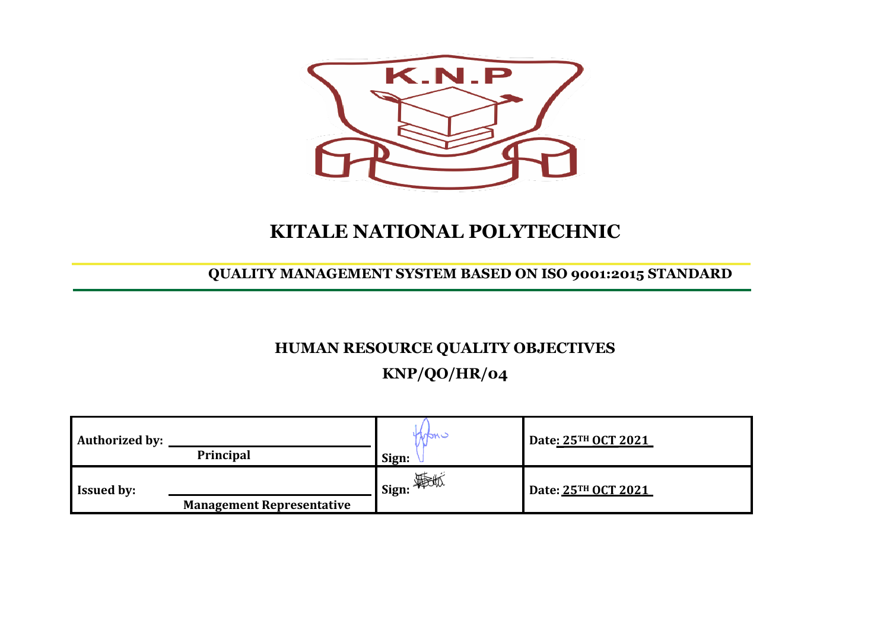# KITALE NATIONAL POLYTECHNIC

## QUALITY MANAGEMENT SYSTEM BASED ON ISO 9001:2015 STANDARD

## HUMAN RESOURCE QUALITY OBJECTIVES

## KNP/QO/HR/04

| | | |
|---|---|---|
| **Authorized by:** **Principal** | **Sign:** | **Date: 25TH OCT 2021** |
| **Issued by:** **Management Representative** | **Sign:** | **Date: 25TH OCT 2021** |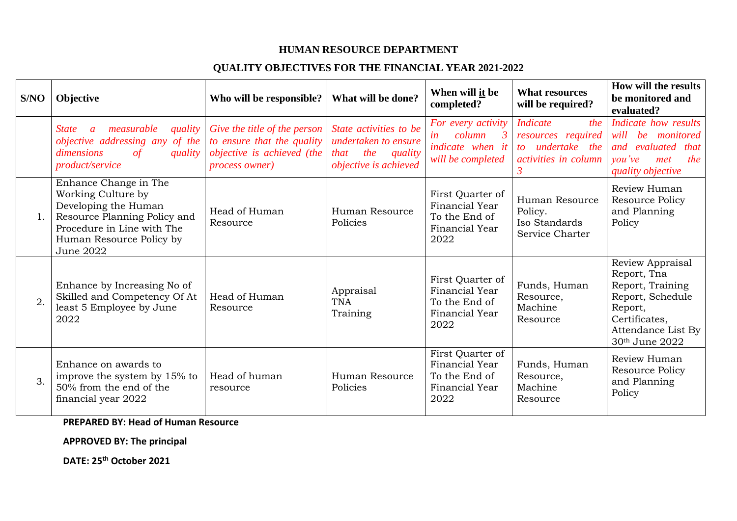**HUMAN RESOURCE DEPARTMENT**

**QUALITY OBJECTIVES FOR THE FINANCIAL YEAR 2021-2022**

| S/NO | Objective | Who will be responsible? | What will be done? | When will it be completed? | What resources will be required? | How will the results be monitored and evaluated? |
|---|---|---|---|---|---|---|
| | *State a measurable quality objective addressing any of the dimensions of quality product/service* | *Give the title of the person to ensure that the quality objective is achieved (the process owner)* | *State activities to be undertaken to ensure that the quality objective is achieved* | *For every activity in column 3 indicate when it will be completed* | *Indicate the resources required to undertake the activities in column 3* | *Indicate how results will be monitored and evaluated that you've met the quality objective* |
| 1. | Enhance Change in The Working Culture by Developing the Human Resource Planning Policy and Procedure in Line with The Human Resource Policy by June 2022 | Head of Human Resource | Human Resource Policies | First Quarter of Financial Year To the End of Financial Year 2022 | Human Resource Policy. Iso Standards Service Charter | Review Human Resource Policy and Planning Policy |
| 2. | Enhance by Increasing No of Skilled and Competency Of At least 5 Employee by June 2022 | Head of Human Resource | Appraisal TNA Training | First Quarter of Financial Year To the End of Financial Year 2022 | Funds, Human Resource, Machine Resource | Review Appraisal Report, Tna Report, Training Report, Schedule Report, Certificates, Attendance List By 30th June 2022 |
| 3. | Enhance on awards to improve the system by 15% to 50% from the end of the financial year 2022 | Head of human resource | Human Resource Policies | First Quarter of Financial Year To the End of Financial Year 2022 | Funds, Human Resource, Machine Resource | Review Human Resource Policy and Planning Policy |

**PREPARED BY: Head of Human Resource**

**APPROVED BY: The principal**

**DATE: 25th October 2021**